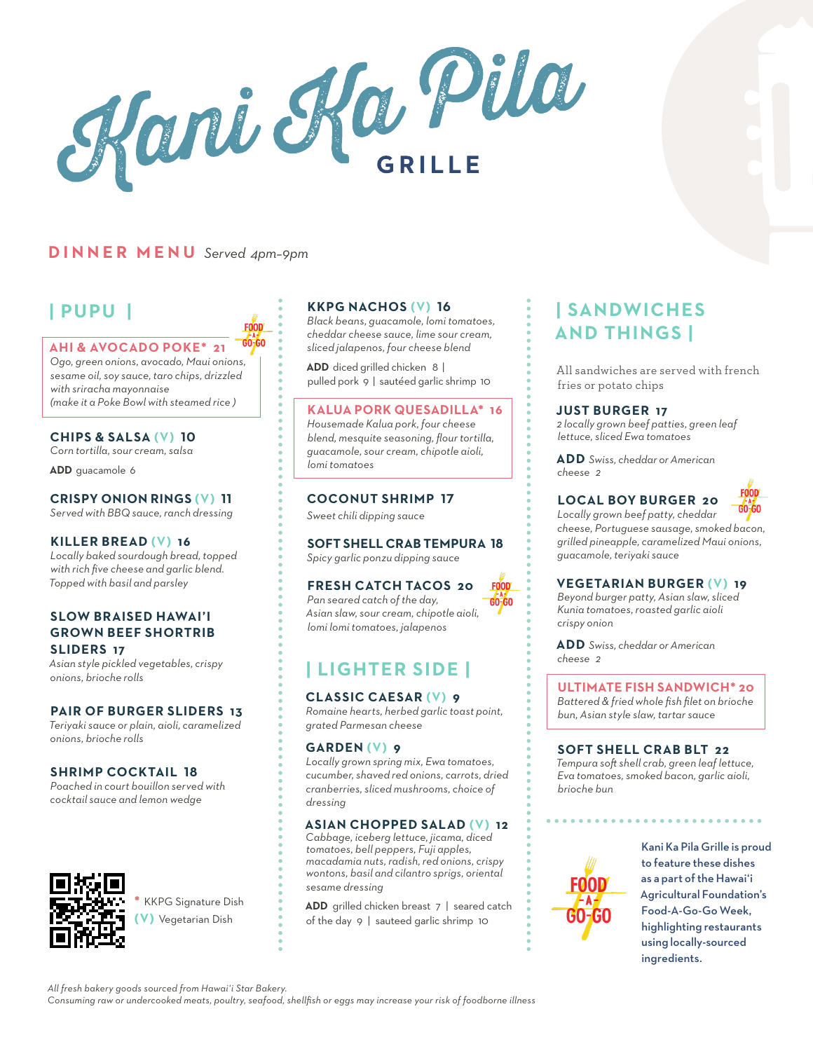# Kani Ka Pila GRILLE

## DINNER MENU *Served 4pm-9pm*

## | PUPU |

FOOD-A-GO-GO

**AHI & AVOCADO POKE* 21**
*Ogo, green onions, avocado, Maui onions, sesame oil, soy sauce, taro chips, drizzled with sriracha mayonnaise (make it a Poke Bowl with steamed rice )*

**CHIPS & SALSA (V) 10**
*Corn tortilla, sour cream, salsa*

**ADD** guacamole 6

**CRISPY ONION RINGS (V) 11**
*Served with BBQ sauce, ranch dressing*

**KILLER BREAD (V) 16**
*Locally baked sourdough bread, topped with rich five cheese and garlic blend. Topped with basil and parsley*

**SLOW BRAISED HAWAI'I GROWN BEEF SHORTRIB SLIDERS 17**
*Asian style pickled vegetables, crispy onions, brioche rolls*

**PAIR OF BURGER SLIDERS 13**
*Teriyaki sauce or plain, aioli, caramelized onions, brioche rolls*

**SHRIMP COCKTAIL 18**
*Poached in court bouillon served with cocktail sauce and lemon wedge*

**KKPG NACHOS (V) 16**
*Black beans, guacamole, lomi tomatoes, cheddar cheese sauce, lime sour cream, sliced jalapenos, four cheese blend*

**ADD** diced grilled chicken 8 | pulled pork 9 | sautéed garlic shrimp 10

**KALUA PORK QUESADILLA* 16**
*Housemade Kalua pork, four cheese blend, mesquite seasoning, flour tortilla, guacamole, sour cream, chipotle aioli, lomi tomatoes*

**COCONUT SHRIMP 17**
*Sweet chili dipping sauce*

**SOFT SHELL CRAB TEMPURA 18**
*Spicy garlic ponzu dipping sauce*

**FRESH CATCH TACOS 20** FOOD-A-GO-GO
*Pan seared catch of the day, Asian slaw, sour cream, chipotle aioli, lomi lomi tomatoes, jalapenos*

## | LIGHTER SIDE |

**CLASSIC CAESAR (V) 9**
*Romaine hearts, herbed garlic toast point, grated Parmesan cheese*

**GARDEN (V) 9**
*Locally grown spring mix, Ewa tomatoes, cucumber, shaved red onions, carrots, dried cranberries, sliced mushrooms, choice of dressing*

**ASIAN CHOPPED SALAD (V) 12**
*Cabbage, iceberg lettuce, jicama, diced tomatoes, bell peppers, Fuji apples, macadamia nuts, radish, red onions, crispy wontons, basil and cilantro sprigs, oriental sesame dressing*

**ADD** grilled chicken breast 7 | seared catch of the day 9 | sauteed garlic shrimp 10

## | SANDWICHES AND THINGS |

All sandwiches are served with french fries or potato chips

**JUST BURGER 17**
*2 locally grown beef patties, green leaf lettuce, sliced Ewa tomatoes*

**ADD** *Swiss, cheddar or American cheese 2*

**LOCAL BOY BURGER 20** FOOD-A-GO-GO
*Locally grown beef patty, cheddar cheese, Portuguese sausage, smoked bacon, grilled pineapple, caramelized Maui onions, guacamole, teriyaki sauce*

**VEGETARIAN BURGER (V) 19**
*Beyond burger patty, Asian slaw, sliced Kunia tomatoes, roasted garlic aioli crispy onion*

**ADD** *Swiss, cheddar or American cheese 2*

**ULTIMATE FISH SANDWICH* 20**
*Battered & fried whole fish filet on brioche bun, Asian style slaw, tartar sauce*

**SOFT SHELL CRAB BLT 22**
*Tempura soft shell crab, green leaf lettuce, Eva tomatoes, smoked bacon, garlic aioli, brioche bun*

FOOD-A-GO-GO

Kani Ka Pila Grille is proud to feature these dishes as a part of the Hawai'i Agricultural Foundation's Food-A-Go-Go Week, highlighting restaurants using locally-sourced ingredients.

\* KKPG Signature Dish
(V) Vegetarian Dish

*All fresh bakery goods sourced from Hawai'i Star Bakery.*
*Consuming raw or undercooked meats, poultry, seafood, shellfish or eggs may increase your risk of foodborne illness*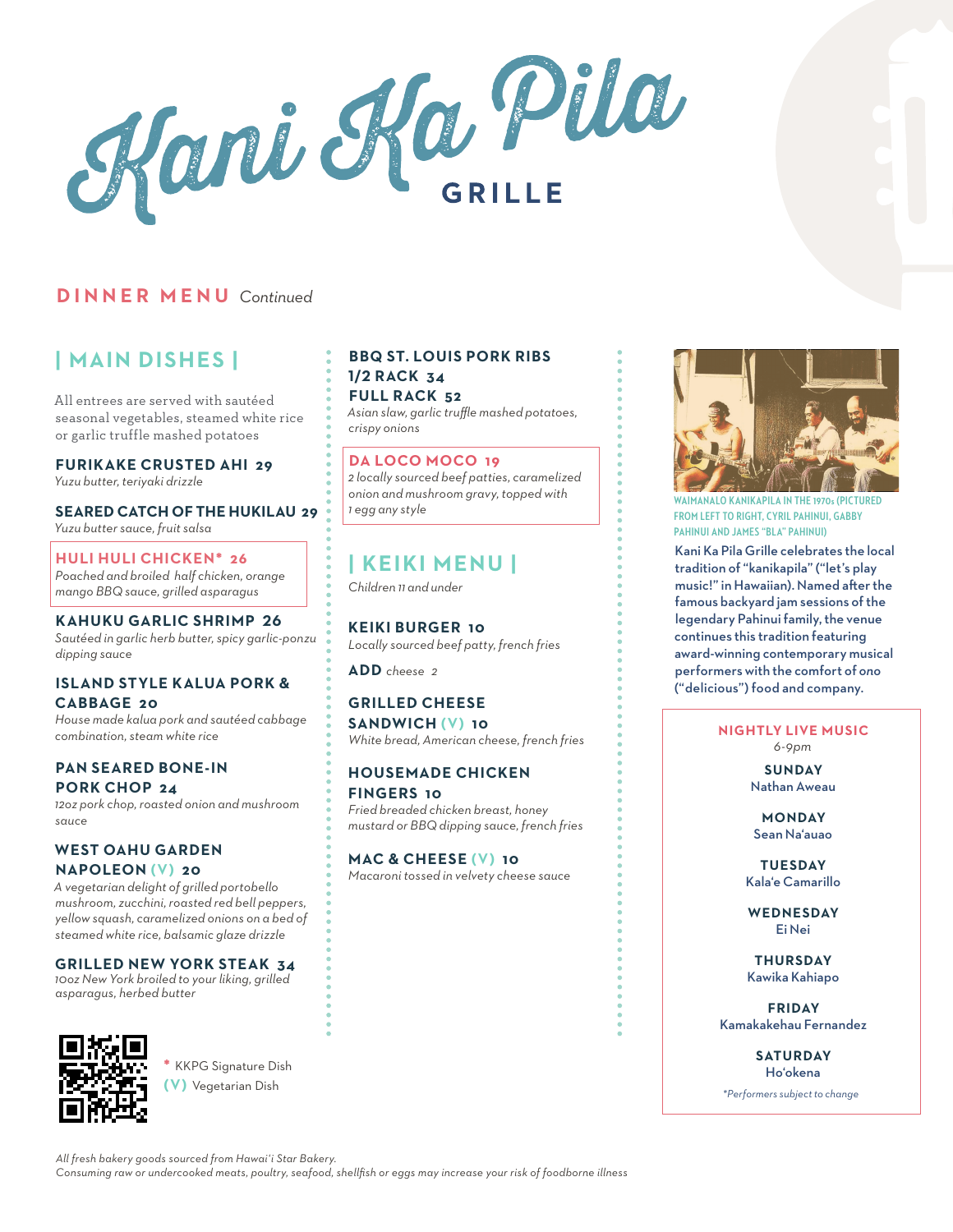# Kani Ka Pila

## GRILLE

## DINNER MENU *Continued*

### | MAIN DISHES |

All entrees are served with sautéed seasonal vegetables, steamed white rice or garlic truffle mashed potatoes

**FURIKAKE CRUSTED AHI 29**
*Yuzu butter, teriyaki drizzle*

**SEARED CATCH OF THE HUKILAU 29**
*Yuzu butter sauce, fruit salsa*

**HULI HULI CHICKEN* 26**
*Poached and broiled half chicken, orange mango BBQ sauce, grilled asparagus*

**KAHUKU GARLIC SHRIMP 26**
*Sautéed in garlic herb butter, spicy garlic-ponzu dipping sauce*

**ISLAND STYLE KALUA PORK & CABBAGE 20**
*House made kalua pork and sautéed cabbage combination, steam white rice*

**PAN SEARED BONE-IN PORK CHOP 24**
*12oz pork chop, roasted onion and mushroom sauce*

**WEST OAHU GARDEN NAPOLEON (V) 20**
*A vegetarian delight of grilled portobello mushroom, zucchini, roasted red bell peppers, yellow squash, caramelized onions on a bed of steamed white rice, balsamic glaze drizzle*

**GRILLED NEW YORK STEAK 34**
*10oz New York broiled to your liking, grilled asparagus, herbed butter*

**BBQ ST. LOUIS PORK RIBS**
**1/2 RACK 34**
**FULL RACK 52**
*Asian slaw, garlic truffle mashed potatoes, crispy onions*

**DA LOCO MOCO 19**
*2 locally sourced beef patties, caramelized onion and mushroom gravy, topped with 1 egg any style*

\* KKPG Signature Dish
(V) Vegetarian Dish

### | KEIKI MENU |

*Children 11 and under*

**KEIKI BURGER 10**
*Locally sourced beef patty, french fries*

**ADD** *cheese 2*

**GRILLED CHEESE SANDWICH (V) 10**
*White bread, American cheese, french fries*

**HOUSEMADE CHICKEN FINGERS 10**
*Fried breaded chicken breast, honey mustard or BBQ dipping sauce, french fries*

**MAC & CHEESE (V) 10**
*Macaroni tossed in velvety cheese sauce*

WAIMANALO KANIKAPILA IN THE 1970s (PICTURED FROM LEFT TO RIGHT, CYRIL PAHINUI, GABBY PAHINUI AND JAMES "BLA" PAHINUI)

Kani Ka Pila Grille celebrates the local tradition of "kanikapila" ("let's play music!" in Hawaiian). Named after the famous backyard jam sessions of the legendary Pahinui family, the venue continues this tradition featuring award-winning contemporary musical performers with the comfort of ono ("delicious") food and company.

**NIGHTLY LIVE MUSIC**
*6-9pm*

**SUNDAY**
Nathan Aweau

**MONDAY**
Sean Na'auao

**TUESDAY**
Kala'e Camarillo

**WEDNESDAY**
Ei Nei

**THURSDAY**
Kawika Kahiapo

**FRIDAY**
Kamakakehau Fernandez

**SATURDAY**
Ho'okena

*\*Performers subject to change*

*All fresh bakery goods sourced from Hawai'i Star Bakery.*
*Consuming raw or undercooked meats, poultry, seafood, shellfish or eggs may increase your risk of foodborne illness*